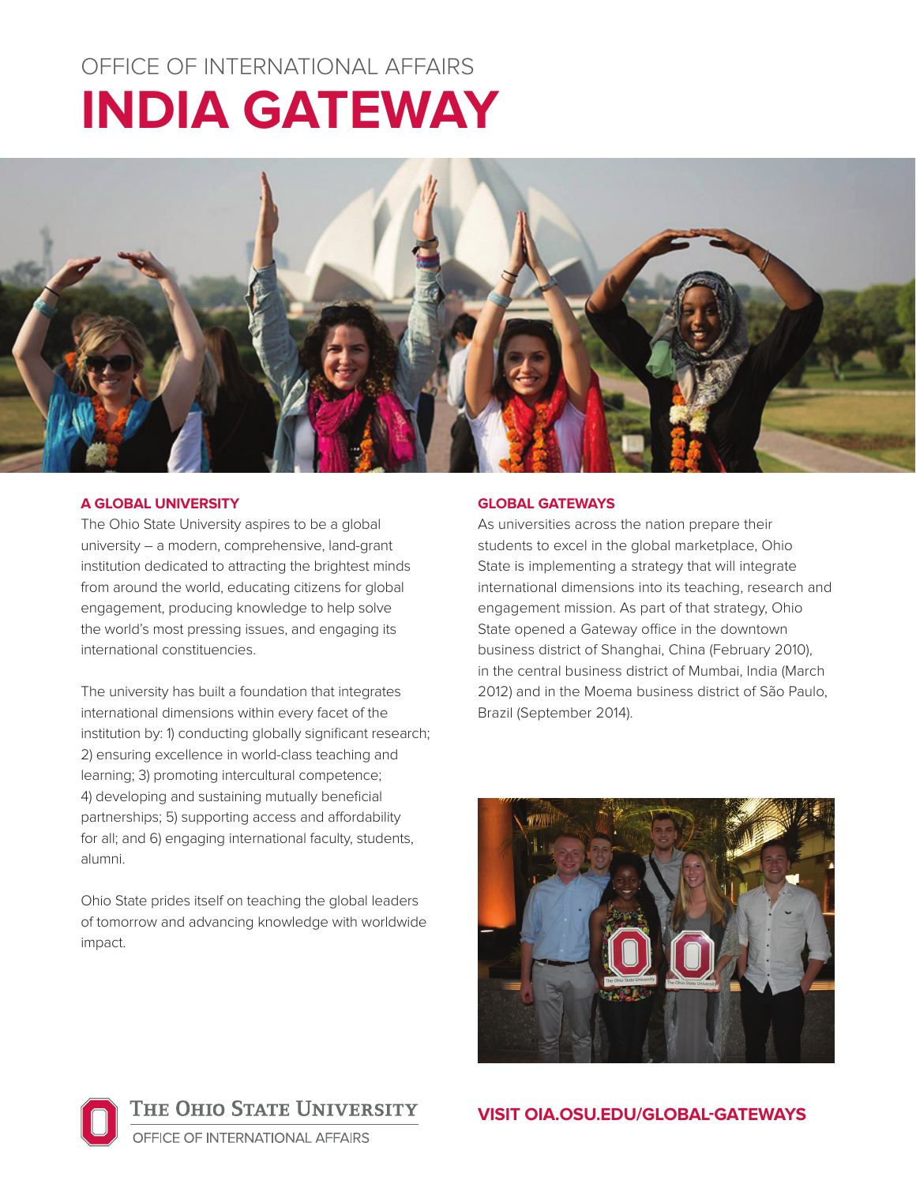OFFICE OF INTERNATIONAL AFFAIRS

# INDIA GATEWAY

## A GLOBAL UNIVERSITY

The Ohio State University aspires to be a global university – a modern, comprehensive, land-grant institution dedicated to attracting the brightest minds from around the world, educating citizens for global engagement, producing knowledge to help solve the world's most pressing issues, and engaging its international constituencies.

The university has built a foundation that integrates international dimensions within every facet of the institution by: 1) conducting globally significant research; 2) ensuring excellence in world-class teaching and learning; 3) promoting intercultural competence; 4) developing and sustaining mutually beneficial partnerships; 5) supporting access and affordability for all; and 6) engaging international faculty, students, alumni.

Ohio State prides itself on teaching the global leaders of tomorrow and advancing knowledge with worldwide impact.

## GLOBAL GATEWAYS

As universities across the nation prepare their students to excel in the global marketplace, Ohio State is implementing a strategy that will integrate international dimensions into its teaching, research and engagement mission. As part of that strategy, Ohio State opened a Gateway office in the downtown business district of Shanghai, China (February 2010), in the central business district of Mumbai, India (March 2012) and in the Moema business district of São Paulo, Brazil (September 2014).

The Ohio State University
OFFICE OF INTERNATIONAL AFFAIRS

**VISIT OIA.OSU.EDU/GLOBAL-GATEWAYS**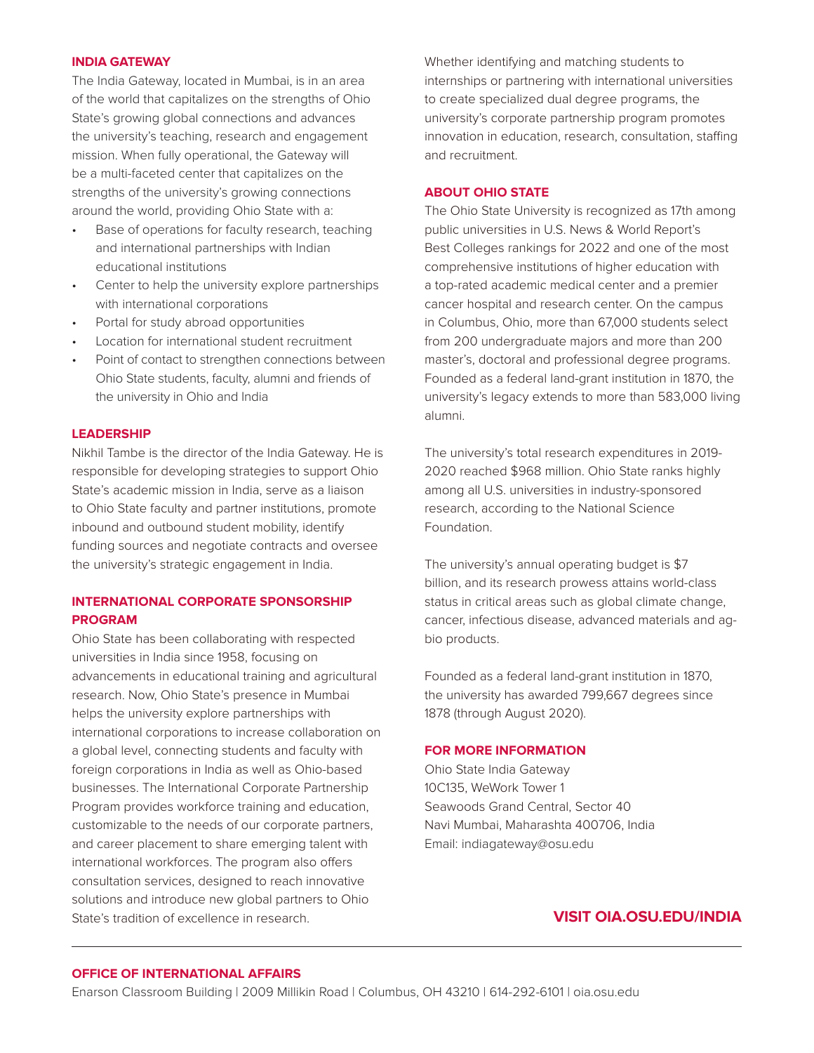## INDIA GATEWAY

The India Gateway, located in Mumbai, is in an area of the world that capitalizes on the strengths of Ohio State's growing global connections and advances the university's teaching, research and engagement mission. When fully operational, the Gateway will be a multi-faceted center that capitalizes on the strengths of the university's growing connections around the world, providing Ohio State with a:

- Base of operations for faculty research, teaching and international partnerships with Indian educational institutions
- Center to help the university explore partnerships with international corporations
- Portal for study abroad opportunities
- Location for international student recruitment
- Point of contact to strengthen connections between Ohio State students, faculty, alumni and friends of the university in Ohio and India

## LEADERSHIP

Nikhil Tambe is the director of the India Gateway. He is responsible for developing strategies to support Ohio State's academic mission in India, serve as a liaison to Ohio State faculty and partner institutions, promote inbound and outbound student mobility, identify funding sources and negotiate contracts and oversee the university's strategic engagement in India.

## INTERNATIONAL CORPORATE SPONSORSHIP PROGRAM

Ohio State has been collaborating with respected universities in India since 1958, focusing on advancements in educational training and agricultural research. Now, Ohio State's presence in Mumbai helps the university explore partnerships with international corporations to increase collaboration on a global level, connecting students and faculty with foreign corporations in India as well as Ohio-based businesses. The International Corporate Partnership Program provides workforce training and education, customizable to the needs of our corporate partners, and career placement to share emerging talent with international workforces. The program also offers consultation services, designed to reach innovative solutions and introduce new global partners to Ohio State's tradition of excellence in research.

Whether identifying and matching students to internships or partnering with international universities to create specialized dual degree programs, the university's corporate partnership program promotes innovation in education, research, consultation, staffing and recruitment.

## ABOUT OHIO STATE

The Ohio State University is recognized as 17th among public universities in U.S. News & World Report's Best Colleges rankings for 2022 and one of the most comprehensive institutions of higher education with a top-rated academic medical center and a premier cancer hospital and research center. On the campus in Columbus, Ohio, more than 67,000 students select from 200 undergraduate majors and more than 200 master's, doctoral and professional degree programs. Founded as a federal land-grant institution in 1870, the university's legacy extends to more than 583,000 living alumni.

The university's total research expenditures in 2019-2020 reached $968 million. Ohio State ranks highly among all U.S. universities in industry-sponsored research, according to the National Science Foundation.

The university's annual operating budget is $7 billion, and its research prowess attains world-class status in critical areas such as global climate change, cancer, infectious disease, advanced materials and ag-bio products.

Founded as a federal land-grant institution in 1870, the university has awarded 799,667 degrees since 1878 (through August 2020).

## FOR MORE INFORMATION

Ohio State India Gateway
10C135, WeWork Tower 1
Seawoods Grand Central, Sector 40
Navi Mumbai, Maharashta 400706, India
Email: indiagateway@osu.edu

**VISIT OIA.OSU.EDU/INDIA**

---

**OFFICE OF INTERNATIONAL AFFAIRS**

Enarson Classroom Building | 2009 Millikin Road | Columbus, OH 43210 | 614-292-6101 | oia.osu.edu